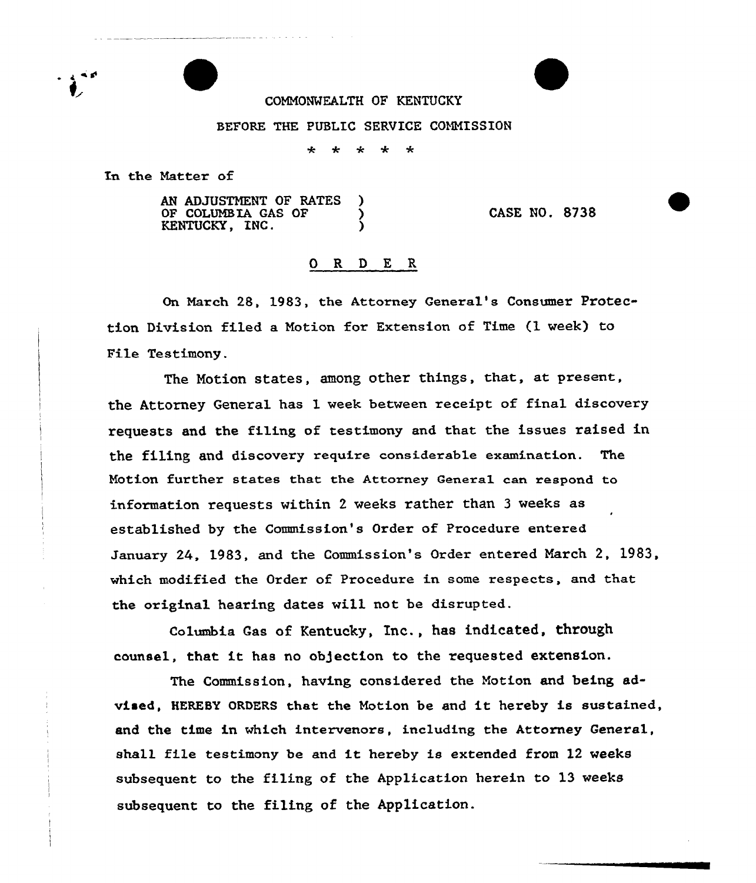COMMONWEALTH OF KENTUCKY

BEFORE THE PUBLIC SERVICE COMMISSION

\* \* \* \* \*

In the Matter of

AN ADJUSTMENT OF RATES OF COLUMBIA GAS OF KENTUCKY, INC. ) CASE NO. 8738

## O R D E R

On March 28, 1983, the Attorney General's Consumer Protection Division filed a Motion for Extension of Time (1 week) to File Testimony.

The Motion states, among other things, that, at present, the Attorney General has 1 week between receipt of final discovery requests and the filing of testimony and that the issues raised in the filing and discovery require considerable examination. The Motion further states that the Attorney General can respond to information requests within 2 weeks rather than 3 weeks as established by the Commission's Order of Procedure entered January 24, 1983, and the Commission's Order entered March 2, 1983, which modified the Order of Procedure in some respects, and that the original hearing dates will not be disrupted.

Columbia Gas of Kentucky, Inc., has indicated, through counsel, that it has no objection to the requested extension.

The Commission, having considered the Motion and being advised, HEREBY ORDERS that the Motion be and it hereby is sustained, and the time in which intervenors, including the Attorney General, shall file testimony be and it hereby is extended from 12 weeks subsequent to the filing of the Application herein to 13 weeks subsequent to the filing of the Application.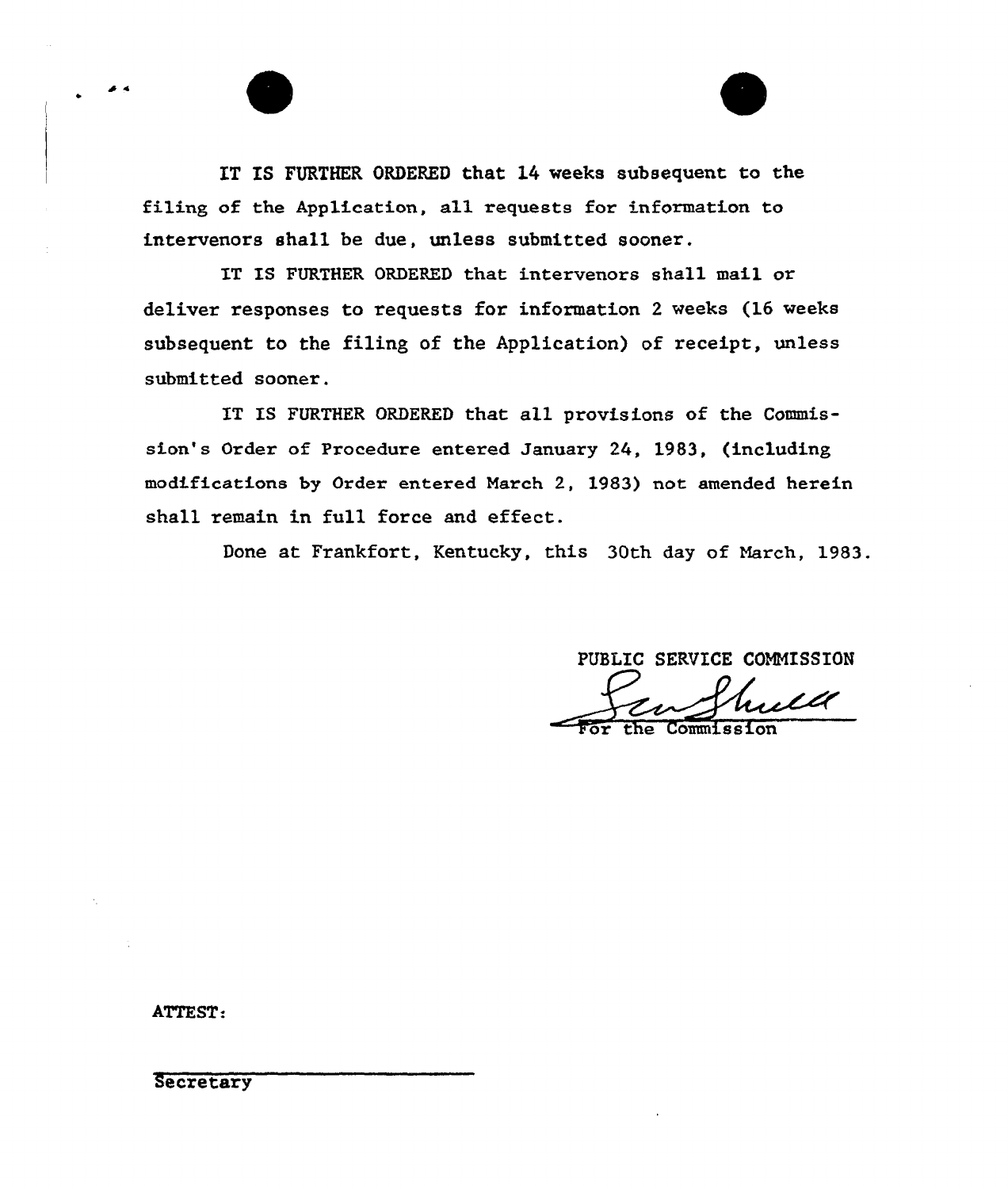IT IS FURTHER ORDERED that 14 weeks subsequent to the filing of the Application, all requests for information to intervenors shall be due, unless submitted sooner.

IT IS FURTHER ORDERED that intervenors shall mail or deliver responses to requests for information 2 weeks (16 weeks subsequent to the filing of the Application) of receipt, unless submitted sooner.

IT IS FURTHER ORDERED that all provisions of the Commission's Order of Procedure entered January 24, 1983, (including modifications by Order entered March 2, 1983) not amended herein shall remain in full force and effect.

Done at Frankfort, Kentucky, this 30th day of March, 1983.

PUBLIC SERVICE COMMISSION

For the Commission

ATTEST:

Secretary